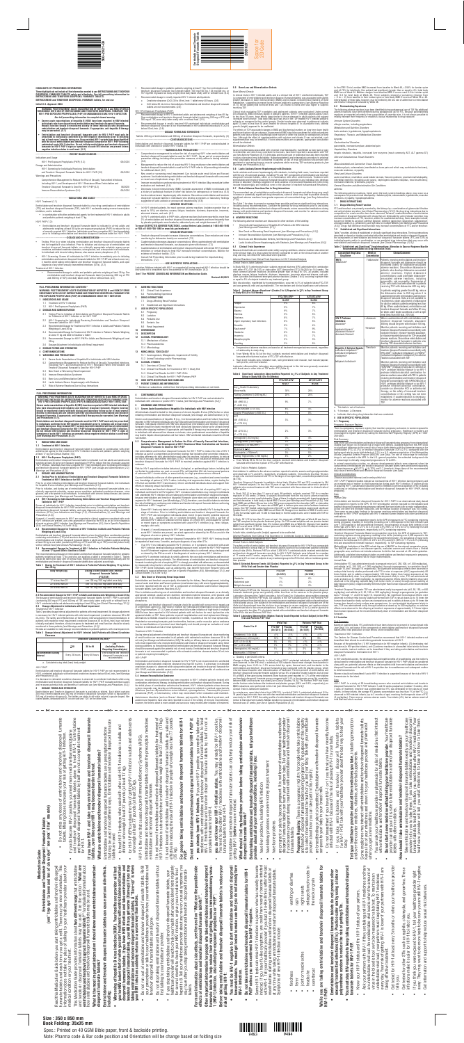**Size : 350 x 850 mm**

**Book Folding: 35x35 mm**

Spec.: Printed on 40 GSM Bible paper, front & backside printing.

Note: Pharma code & Bar code position and Orientation will be change based on folding size